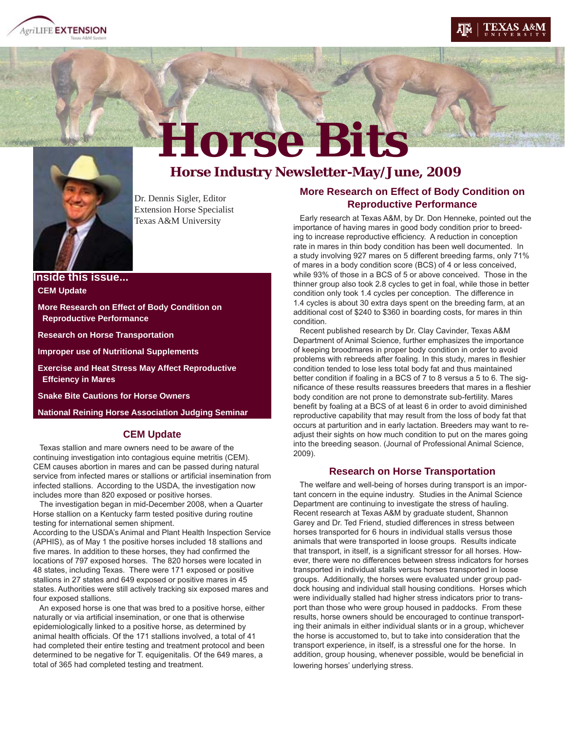AgriLIFE EXTENSION
Texas A&M System

TEXAS A&M UNIVERSITY

# Horse Bits

## Horse Industry Newsletter-May/June, 2009

Dr. Dennis Sigler, Editor
Extension Horse Specialist
Texas A&M University

**Inside this issue...**

- **CEM Update**
- **More Research on Effect of Body Condition on Reproductive Performance**
- **Research on Horse Transportation**
- **Improper use of Nutritional Supplements**
- **Exercise and Heat Stress May Affect Reproductive Effciency in Mares**
- **Snake Bite Cautions for Horse Owners**
- **National Reining Horse Association Judging Seminar**

### CEM Update

Texas stallion and mare owners need to be aware of the continuing investigation into contagious equine metritis (CEM). CEM causes abortion in mares and can be passed during natural service from infected mares or stallions or artificial insemination from infected stallions. According to the USDA, the investigation now includes more than 820 exposed or positive horses.

The investigation began in mid-December 2008, when a Quarter Horse stallion on a Kentucky farm tested positive during routine testing for international semen shipment.
According to the USDA's Animal and Plant Health Inspection Service (APHIS), as of May 1 the positive horses included 18 stallions and five mares. In addition to these horses, they had confirmed the locations of 797 exposed horses. The 820 horses were located in 48 states, including Texas. There were 171 exposed or positive stallions in 27 states and 649 exposed or positive mares in 45 states. Authorities were still actively tracking six exposed mares and four exposed stallions.

An exposed horse is one that was bred to a positive horse, either naturally or via artificial insemination, or one that is otherwise epidemiologically linked to a positive horse, as determined by animal health officials. Of the 171 stallions involved, a total of 41 had completed their entire testing and treatment protocol and been determined to be negative for T. equigenitalis. Of the 649 mares, a total of 365 had completed testing and treatment.

### More Research on Effect of Body Condition on Reproductive Performance

Early research at Texas A&M, by Dr. Don Henneke, pointed out the importance of having mares in good body condition prior to breeding to increase reproductive efficiency. A reduction in conception rate in mares in thin body condition has been well documented. In a study involving 927 mares on 5 different breeding farms, only 71% of mares in a body condition score (BCS) of 4 or less conceived, while 93% of those in a BCS of 5 or above conceived. Those in the thinner group also took 2.8 cycles to get in foal, while those in better condition only took 1.4 cycles per conception. The difference in 1.4 cycles is about 30 extra days spent on the breeding farm, at an additional cost of $240 to $360 in boarding costs, for mares in thin condition.

Recent published research by Dr. Clay Cavinder, Texas A&M Department of Animal Science, further emphasizes the importance of keeping broodmares in proper body condition in order to avoid problems with rebreeds after foaling. In this study, mares in fleshier condition tended to lose less total body fat and thus maintained better condition if foaling in a BCS of 7 to 8 versus a 5 to 6. The significance of these results reassures breeders that mares in a fleshier body condition are not prone to demonstrate sub-fertility. Mares benefit by foaling at a BCS of at least 6 in order to avoid diminished reproductive capability that may result from the loss of body fat that occurs at parturition and in early lactation. Breeders may want to re-adjust their sights on how much condition to put on the mares going into the breeding season. (Journal of Professional Animal Science, 2009).

### Research on Horse Transportation

The welfare and well-being of horses during transport is an important concern in the equine industry. Studies in the Animal Science Department are continuing to investigate the stress of hauling. Recent research at Texas A&M by graduate student, Shannon Garey and Dr. Ted Friend, studied differences in stress between horses transported for 6 hours in individual stalls versus those animals that were transported in loose groups. Results indicate that transport, in itself, is a significant stressor for all horses. However, there were no differences between stress indicators for horses transported in individual stalls versus horses transported in loose groups. Additionally, the horses were evaluated under group paddock housing and individual stall housing conditions. Horses which were individually stalled had higher stress indicators prior to transport than those who were group housed in paddocks. From these results, horse owners should be encouraged to continue transporting their animals in either individual slants or in a group, whichever the horse is accustomed to, but to take into consideration that the transport experience, in itself, is a stressful one for the horse. In addition, group housing, whenever possible, would be beneficial in lowering horses' underlying stress.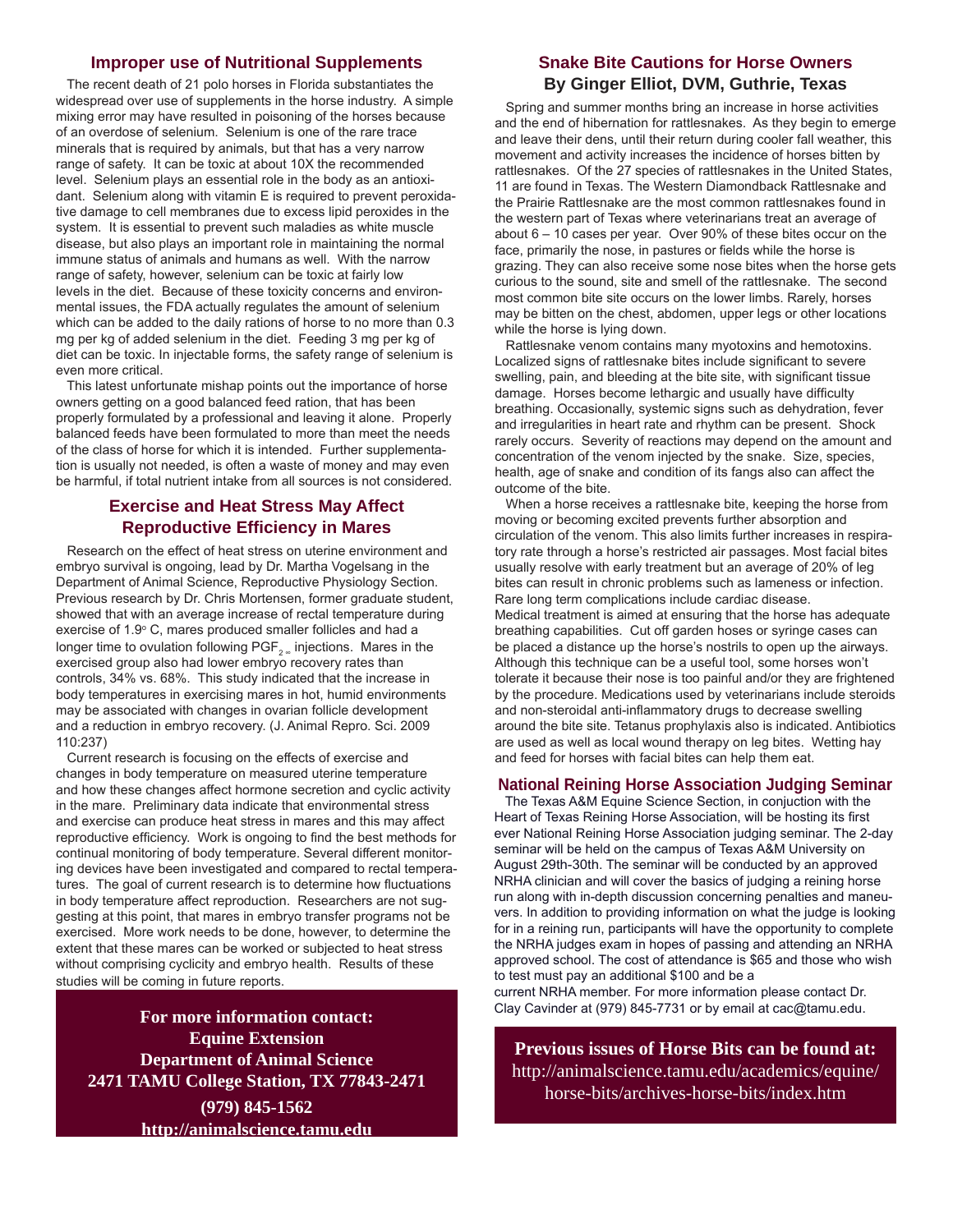## Improper use of Nutritional Supplements

The recent death of 21 polo horses in Florida substantiates the widespread over use of supplements in the horse industry. A simple mixing error may have resulted in poisoning of the horses because of an overdose of selenium. Selenium is one of the rare trace minerals that is required by animals, but that has a very narrow range of safety. It can be toxic at about 10X the recommended level. Selenium plays an essential role in the body as an antioxidant. Selenium along with vitamin E is required to prevent peroxidative damage to cell membranes due to excess lipid peroxides in the system. It is essential to prevent such maladies as white muscle disease, but also plays an important role in maintaining the normal immune status of animals and humans as well. With the narrow range of safety, however, selenium can be toxic at fairly low levels in the diet. Because of these toxicity concerns and environmental issues, the FDA actually regulates the amount of selenium which can be added to the daily rations of horse to no more than 0.3 mg per kg of added selenium in the diet. Feeding 3 mg per kg of diet can be toxic. In injectable forms, the safety range of selenium is even more critical.

This latest unfortunate mishap points out the importance of horse owners getting on a good balanced feed ration, that has been properly formulated by a professional and leaving it alone. Properly balanced feeds have been formulated to more than meet the needs of the class of horse for which it is intended. Further supplementation is usually not needed, is often a waste of money and may even be harmful, if total nutrient intake from all sources is not considered.

## Exercise and Heat Stress May Affect Reproductive Efficiency in Mares

Research on the effect of heat stress on uterine environment and embryo survival is ongoing, lead by Dr. Martha Vogelsang in the Department of Animal Science, Reproductive Physiology Section. Previous research by Dr. Chris Mortensen, former graduate student, showed that with an average increase of rectal temperature during exercise of 1.9° C, mares produced smaller follicles and had a longer time to ovulation following $PGF_{2\alpha}$ injections. Mares in the exercised group also had lower embryo recovery rates than controls, 34% vs. 68%. This study indicated that the increase in body temperatures in exercising mares in hot, humid environments may be associated with changes in ovarian follicle development and a reduction in embryo recovery. (J. Animal Repro. Sci. 2009 110:237)

Current research is focusing on the effects of exercise and changes in body temperature on measured uterine temperature and how these changes affect hormone secretion and cyclic activity in the mare. Preliminary data indicate that environmental stress and exercise can produce heat stress in mares and this may affect reproductive efficiency. Work is ongoing to find the best methods for continual monitoring of body temperature. Several different monitoring devices have been investigated and compared to rectal temperatures. The goal of current research is to determine how fluctuations in body temperature affect reproduction. Researchers are not suggesting at this point, that mares in embryo transfer programs not be exercised. More work needs to be done, however, to determine the extent that these mares can be worked or subjected to heat stress without comprising cyclicity and embryo health. Results of these studies will be coming in future reports.

**For more information contact:**
**Equine Extension**
**Department of Animal Science**
**2471 TAMU College Station, TX 77843-2471**
**(979) 845-1562**
**http://animalscience.tamu.edu**

## Snake Bite Cautions for Horse Owners
### By Ginger Elliot, DVM, Guthrie, Texas

Spring and summer months bring an increase in horse activities and the end of hibernation for rattlesnakes. As they begin to emerge and leave their dens, until their return during cooler fall weather, this movement and activity increases the incidence of horses bitten by rattlesnakes. Of the 27 species of rattlesnakes in the United States, 11 are found in Texas. The Western Diamondback Rattlesnake and the Prairie Rattlesnake are the most common rattlesnakes found in the western part of Texas where veterinarians treat an average of about 6 – 10 cases per year. Over 90% of these bites occur on the face, primarily the nose, in pastures or fields while the horse is grazing. They can also receive some nose bites when the horse gets curious to the sound, site and smell of the rattlesnake. The second most common bite site occurs on the lower limbs. Rarely, horses may be bitten on the chest, abdomen, upper legs or other locations while the horse is lying down.

Rattlesnake venom contains many myotoxins and hemotoxins. Localized signs of rattlesnake bites include significant to severe swelling, pain, and bleeding at the bite site, with significant tissue damage. Horses become lethargic and usually have difficulty breathing. Occasionally, systemic signs such as dehydration, fever and irregularities in heart rate and rhythm can be present. Shock rarely occurs. Severity of reactions may depend on the amount and concentration of the venom injected by the snake. Size, species, health, age of snake and condition of its fangs also can affect the outcome of the bite.

When a horse receives a rattlesnake bite, keeping the horse from moving or becoming excited prevents further absorption and circulation of the venom. This also limits further increases in respiratory rate through a horse's restricted air passages. Most facial bites usually resolve with early treatment but an average of 20% of leg bites can result in chronic problems such as lameness or infection. Rare long term complications include cardiac disease.

Medical treatment is aimed at ensuring that the horse has adequate breathing capabilities. Cut off garden hoses or syringe cases can be placed a distance up the horse's nostrils to open up the airways. Although this technique can be a useful tool, some horses won't tolerate it because their nose is too painful and/or they are frightened by the procedure. Medications used by veterinarians include steroids and non-steroidal anti-inflammatory drugs to decrease swelling around the bite site. Tetanus prophylaxis also is indicated. Antibiotics are used as well as local wound therapy on leg bites. Wetting hay and feed for horses with facial bites can help them eat.

## National Reining Horse Association Judging Seminar

The Texas A&M Equine Science Section, in conjuction with the Heart of Texas Reining Horse Association, will be hosting its first ever National Reining Horse Association judging seminar. The 2-day seminar will be held on the campus of Texas A&M University on August 29th-30th. The seminar will be conducted by an approved NRHA clinician and will cover the basics of judging a reining horse run along with in-depth discussion concerning penalties and maneuvers. In addition to providing information on what the judge is looking for in a reining run, participants will have the opportunity to complete the NRHA judges exam in hopes of passing and attending an NRHA approved school. The cost of attendance is $65 and those who wish to test must pay an additional $100 and be a current NRHA member. For more information please contact Dr. Clay Cavinder at (979) 845-7731 or by email at cac@tamu.edu.

**Previous issues of Horse Bits can be found at:**
http://animalscience.tamu.edu/academics/equine/horse-bits/archives-horse-bits/index.htm